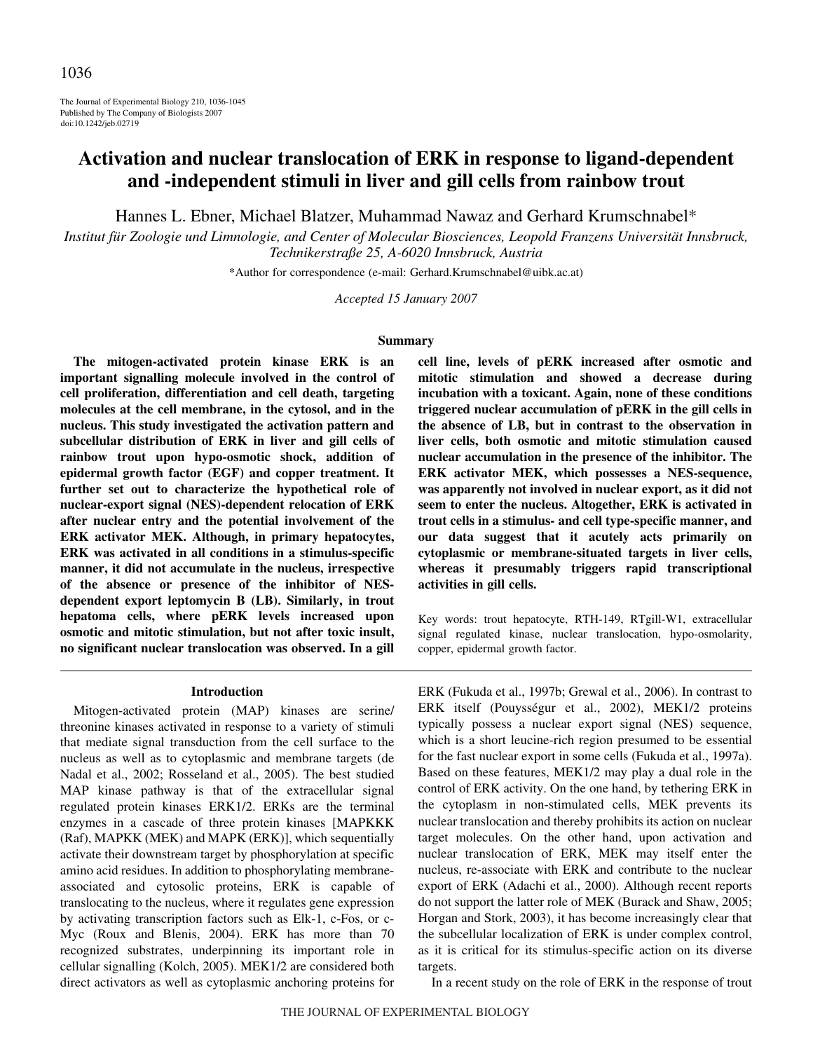# Activation and nuclear translocation of ERK in response to ligand-dependent and -independent stimuli in liver and gill cells from rainbow trout

Hannes L. Ebner, Michael Blatzer, Muhammad Nawaz and Gerhard Krumschnabel*

*Institut für Zoologie und Limnologie, and Center of Molecular Biosciences, Leopold Franzens Universität Innsbruck, Technikerstraße 25, A-6020 Innsbruck, Austria*

*Author for correspondence (e-mail: Gerhard.Krumschnabel@uibk.ac.at)

*Accepted 15 January 2007*

## Summary

**The mitogen-activated protein kinase ERK is an important signalling molecule involved in the control of cell proliferation, differentiation and cell death, targeting molecules at the cell membrane, in the cytosol, and in the nucleus. This study investigated the activation pattern and subcellular distribution of ERK in liver and gill cells of rainbow trout upon hypo-osmotic shock, addition of epidermal growth factor (EGF) and copper treatment. It further set out to characterize the hypothetical role of nuclear-export signal (NES)-dependent relocation of ERK after nuclear entry and the potential involvement of the ERK activator MEK. Although, in primary hepatocytes, ERK was activated in all conditions in a stimulus-specific manner, it did not accumulate in the nucleus, irrespective of the absence or presence of the inhibitor of NES-dependent export leptomycin B (LB). Similarly, in trout hepatoma cells, where pERK levels increased upon osmotic and mitotic stimulation, but not after toxic insult, no significant nuclear translocation was observed. In a gill cell line, levels of pERK increased after osmotic and mitotic stimulation and showed a decrease during incubation with a toxicant. Again, none of these conditions triggered nuclear accumulation of pERK in the gill cells in the absence of LB, but in contrast to the observation in liver cells, both osmotic and mitotic stimulation caused nuclear accumulation in the presence of the inhibitor. The ERK activator MEK, which possesses a NES-sequence, was apparently not involved in nuclear export, as it did not seem to enter the nucleus. Altogether, ERK is activated in trout cells in a stimulus- and cell type-specific manner, and our data suggest that it acutely acts primarily on cytoplasmic or membrane-situated targets in liver cells, whereas it presumably triggers rapid transcriptional activities in gill cells.**

Key words: trout hepatocyte, RTH-149, RTgill-W1, extracellular signal regulated kinase, nuclear translocation, hypo-osmolarity, copper, epidermal growth factor.

## Introduction

Mitogen-activated protein (MAP) kinases are serine/threonine kinases activated in response to a variety of stimuli that mediate signal transduction from the cell surface to the nucleus as well as to cytoplasmic and membrane targets (de Nadal et al., 2002; Rosseland et al., 2005). The best studied MAP kinase pathway is that of the extracellular signal regulated protein kinases ERK1/2. ERKs are the terminal enzymes in a cascade of three protein kinases [MAPKKK (Raf), MAPKK (MEK) and MAPK (ERK)], which sequentially activate their downstream target by phosphorylation at specific amino acid residues. In addition to phosphorylating membrane-associated and cytosolic proteins, ERK is capable of translocating to the nucleus, where it regulates gene expression by activating transcription factors such as Elk-1, c-Fos, or c-Myc (Roux and Blenis, 2004). ERK has more than 70 recognized substrates, underpinning its important role in cellular signalling (Kolch, 2005). MEK1/2 are considered both direct activators as well as cytoplasmic anchoring proteins for ERK (Fukuda et al., 1997b; Grewal et al., 2006). In contrast to ERK itself (Pouysségur et al., 2002), MEK1/2 proteins typically possess a nuclear export signal (NES) sequence, which is a short leucine-rich region presumed to be essential for the fast nuclear export in some cells (Fukuda et al., 1997a). Based on these features, MEK1/2 may play a dual role in the control of ERK activity. On the one hand, by tethering ERK in the cytoplasm in non-stimulated cells, MEK prevents its nuclear translocation and thereby prohibits its action on nuclear target molecules. On the other hand, upon activation and nuclear translocation of ERK, MEK may itself enter the nucleus, re-associate with ERK and contribute to the nuclear export of ERK (Adachi et al., 2000). Although recent reports do not support the latter role of MEK (Burack and Shaw, 2005; Horgan and Stork, 2003), it has become increasingly clear that the subcellular localization of ERK is under complex control, as it is critical for its stimulus-specific action on its diverse targets.

In a recent study on the role of ERK in the response of trout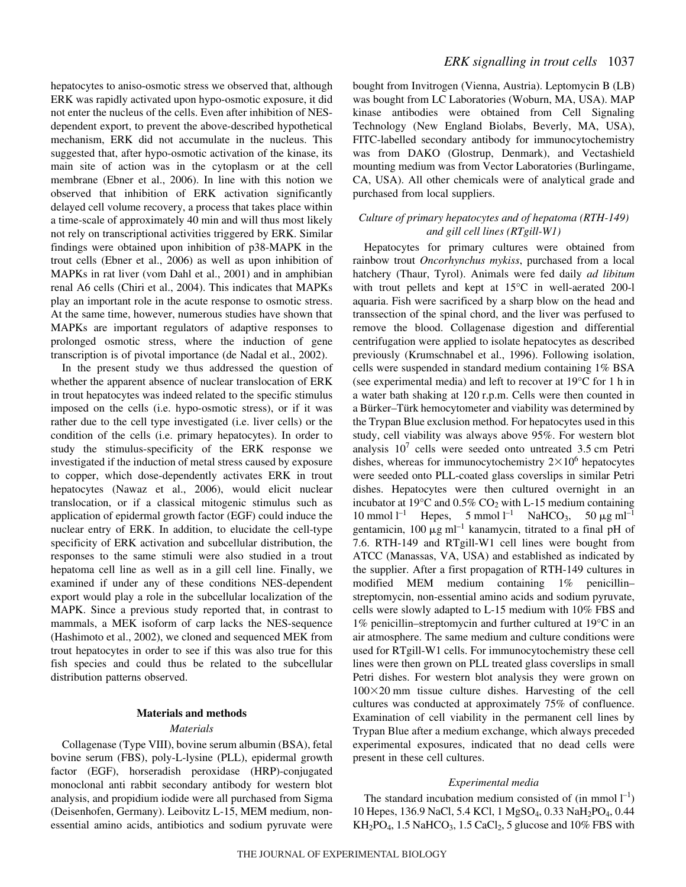hepatocytes to aniso-osmotic stress we observed that, although ERK was rapidly activated upon hypo-osmotic exposure, it did not enter the nucleus of the cells. Even after inhibition of NES-dependent export, to prevent the above-described hypothetical mechanism, ERK did not accumulate in the nucleus. This suggested that, after hypo-osmotic activation of the kinase, its main site of action was in the cytoplasm or at the cell membrane (Ebner et al., 2006). In line with this notion we observed that inhibition of ERK activation significantly delayed cell volume recovery, a process that takes place within a time-scale of approximately 40 min and will thus most likely not rely on transcriptional activities triggered by ERK. Similar findings were obtained upon inhibition of p38-MAPK in the trout cells (Ebner et al., 2006) as well as upon inhibition of MAPKs in rat liver (vom Dahl et al., 2001) and in amphibian renal A6 cells (Chiri et al., 2004). This indicates that MAPKs play an important role in the acute response to osmotic stress. At the same time, however, numerous studies have shown that MAPKs are important regulators of adaptive responses to prolonged osmotic stress, where the induction of gene transcription is of pivotal importance (de Nadal et al., 2002).

In the present study we thus addressed the question of whether the apparent absence of nuclear translocation of ERK in trout hepatocytes was indeed related to the specific stimulus imposed on the cells (i.e. hypo-osmotic stress), or if it was rather due to the cell type investigated (i.e. liver cells) or the condition of the cells (i.e. primary hepatocytes). In order to study the stimulus-specificity of the ERK response we investigated if the induction of metal stress caused by exposure to copper, which dose-dependently activates ERK in trout hepatocytes (Nawaz et al., 2006), would elicit nuclear translocation, or if a classical mitogenic stimulus such as application of epidermal growth factor (EGF) could induce the nuclear entry of ERK. In addition, to elucidate the cell-type specificity of ERK activation and subcellular distribution, the responses to the same stimuli were also studied in a trout hepatoma cell line as well as in a gill cell line. Finally, we examined if under any of these conditions NES-dependent export would play a role in the subcellular localization of the MAPK. Since a previous study reported that, in contrast to mammals, a MEK isoform of carp lacks the NES-sequence (Hashimoto et al., 2002), we cloned and sequenced MEK from trout hepatocytes in order to see if this was also true for this fish species and could thus be related to the subcellular distribution patterns observed.

## Materials and methods

### Materials

Collagenase (Type VIII), bovine serum albumin (BSA), fetal bovine serum (FBS), poly-L-lysine (PLL), epidermal growth factor (EGF), horseradish peroxidase (HRP)-conjugated monoclonal anti rabbit secondary antibody for western blot analysis, and propidium iodide were all purchased from Sigma (Deisenhofen, Germany). Leibovitz L-15, MEM medium, non-essential amino acids, antibiotics and sodium pyruvate were bought from Invitrogen (Vienna, Austria). Leptomycin B (LB) was bought from LC Laboratories (Woburn, MA, USA). MAP kinase antibodies were obtained from Cell Signaling Technology (New England Biolabs, Beverly, MA, USA), FITC-labelled secondary antibody for immunocytochemistry was from DAKO (Glostrup, Denmark), and Vectashield mounting medium was from Vector Laboratories (Burlingame, CA, USA). All other chemicals were of analytical grade and purchased from local suppliers.

### Culture of primary hepatocytes and of hepatoma (RTH-149) and gill cell lines (RTgill-W1)

Hepatocytes for primary cultures were obtained from rainbow trout *Oncorhynchus mykiss*, purchased from a local hatchery (Thaur, Tyrol). Animals were fed daily *ad libitum* with trout pellets and kept at 15°C in well-aerated 200-l aquaria. Fish were sacrificed by a sharp blow on the head and transsection of the spinal chord, and the liver was perfused to remove the blood. Collagenase digestion and differential centrifugation were applied to isolate hepatocytes as described previously (Krumschnabel et al., 1996). Following isolation, cells were suspended in standard medium containing 1% BSA (see experimental media) and left to recover at 19°C for 1 h in a water bath shaking at 120 r.p.m. Cells were then counted in a Bürker–Türk hemocytometer and viability was determined by the Trypan Blue exclusion method. For hepatocytes used in this study, cell viability was always above 95%. For western blot analysis $10^7$ cells were seeded onto untreated 3.5 cm Petri dishes, whereas for immunocytochemistry $2\times10^6$ hepatocytes were seeded onto PLL-coated glass coverslips in similar Petri dishes. Hepatocytes were then cultured overnight in an incubator at 19°C and 0.5% $CO_2$ with L-15 medium containing 10 mmol $l^{-1}$ Hepes, 5 mmol $l^{-1}$ $NaHCO_3$, 50 μg $ml^{-1}$ gentamicin, 100 μg $ml^{-1}$ kanamycin, titrated to a final pH of 7.6. RTH-149 and RTgill-W1 cell lines were bought from ATCC (Manassas, VA, USA) and established as indicated by the supplier. After a first propagation of RTH-149 cultures in modified MEM medium containing 1% penicillin–streptomycin, non-essential amino acids and sodium pyruvate, cells were slowly adapted to L-15 medium with 10% FBS and 1% penicillin–streptomycin and further cultured at 19°C in an air atmosphere. The same medium and culture conditions were used for RTgill-W1 cells. For immunocytochemistry these cell lines were then grown on PLL treated glass coverslips in small Petri dishes. For western blot analysis they were grown on $100\times20$ mm tissue culture dishes. Harvesting of the cell cultures was conducted at approximately 75% of confluence. Examination of cell viability in the permanent cell lines by Trypan Blue after a medium exchange, which always preceded experimental exposures, indicated that no dead cells were present in these cell cultures.

### Experimental media

The standard incubation medium consisted of (in mmol $l^{-1}$) 10 Hepes, 136.9 NaCl, 5.4 KCl, 1 $MgSO_4$, 0.33 $NaH_2PO_4$, 0.44 $KH_2PO_4$, 1.5 $NaHCO_3$, 1.5 $CaCl_2$, 5 glucose and 10% FBS with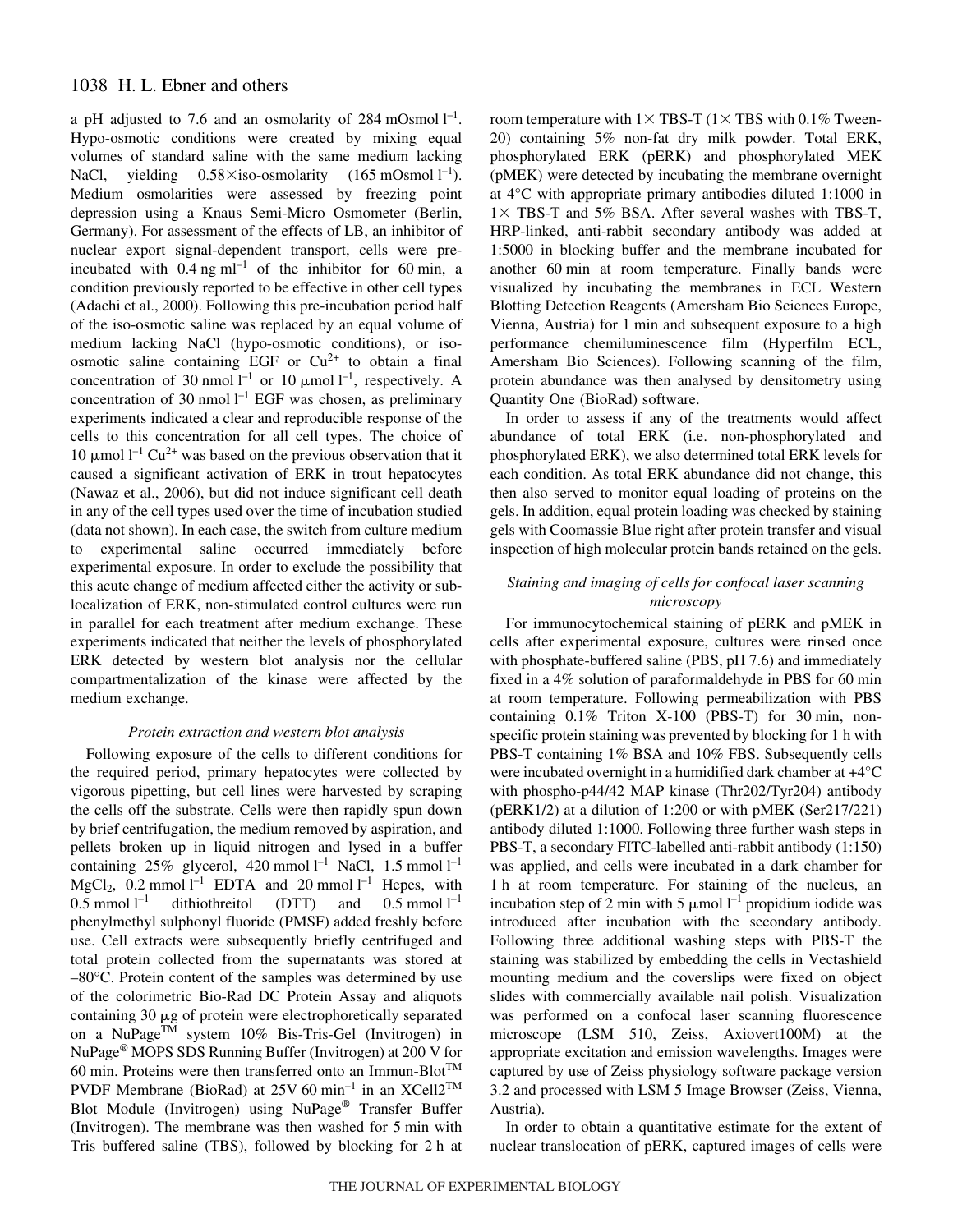a pH adjusted to 7.6 and an osmolarity of 284 mOsmol $l^{-1}$. Hypo-osmotic conditions were created by mixing equal volumes of standard saline with the same medium lacking NaCl, yielding 0.58×iso-osmolarity (165 mOsmol $l^{-1}$). Medium osmolarities were assessed by freezing point depression using a Knaus Semi-Micro Osmometer (Berlin, Germany). For assessment of the effects of LB, an inhibitor of nuclear export signal-dependent transport, cells were pre-incubated with 0.4 ng $ml^{-1}$ of the inhibitor for 60 min, a condition previously reported to be effective in other cell types (Adachi et al., 2000). Following this pre-incubation period half of the iso-osmotic saline was replaced by an equal volume of medium lacking NaCl (hypo-osmotic conditions), or iso-osmotic saline containing EGF or $Cu^{2+}$ to obtain a final concentration of 30 nmol $l^{-1}$ or 10 μmol $l^{-1}$, respectively. A concentration of 30 nmol $l^{-1}$ EGF was chosen, as preliminary experiments indicated a clear and reproducible response of the cells to this concentration for all cell types. The choice of 10 μmol $l^{-1}$ $Cu^{2+}$ was based on the previous observation that it caused a significant activation of ERK in trout hepatocytes (Nawaz et al., 2006), but did not induce significant cell death in any of the cell types used over the time of incubation studied (data not shown). In each case, the switch from culture medium to experimental saline occurred immediately before experimental exposure. In order to exclude the possibility that this acute change of medium affected either the activity or sub-localization of ERK, non-stimulated control cultures were run in parallel for each treatment after medium exchange. These experiments indicated that neither the levels of phosphorylated ERK detected by western blot analysis nor the cellular compartmentalization of the kinase were affected by the medium exchange.

### *Protein extraction and western blot analysis*

Following exposure of the cells to different conditions for the required period, primary hepatocytes were collected by vigorous pipetting, but cell lines were harvested by scraping the cells off the substrate. Cells were then rapidly spun down by brief centrifugation, the medium removed by aspiration, and pellets broken up in liquid nitrogen and lysed in a buffer containing 25% glycerol, 420 mmol $l^{-1}$ NaCl, 1.5 mmol $l^{-1}$ $MgCl_2$, 0.2 mmol $l^{-1}$ EDTA and 20 mmol $l^{-1}$ Hepes, with 0.5 mmol $l^{-1}$ dithiothreitol (DTT) and 0.5 mmol $l^{-1}$ phenylmethyl sulphonyl fluoride (PMSF) added freshly before use. Cell extracts were subsequently briefly centrifuged and total protein collected from the supernatants was stored at –80°C. Protein content of the samples was determined by use of the colorimetric Bio-Rad DC Protein Assay and aliquots containing 30 μg of protein were electrophoretically separated on a NuPage™ system 10% Bis-Tris-Gel (Invitrogen) in NuPage® MOPS SDS Running Buffer (Invitrogen) at 200 V for 60 min. Proteins were then transferred onto an Immun-Blot™ PVDF Membrane (BioRad) at 25V 60 $min^{-1}$ in an XCell2™ Blot Module (Invitrogen) using NuPage® Transfer Buffer (Invitrogen). The membrane was then washed for 5 min with Tris buffered saline (TBS), followed by blocking for 2 h at room temperature with 1× TBS-T (1× TBS with 0.1% Tween-20) containing 5% non-fat dry milk powder. Total ERK, phosphorylated ERK (pERK) and phosphorylated MEK (pMEK) were detected by incubating the membrane overnight at 4°C with appropriate primary antibodies diluted 1:1000 in 1× TBS-T and 5% BSA. After several washes with TBS-T, HRP-linked, anti-rabbit secondary antibody was added at 1:5000 in blocking buffer and the membrane incubated for another 60 min at room temperature. Finally bands were visualized by incubating the membranes in ECL Western Blotting Detection Reagents (Amersham Bio Sciences Europe, Vienna, Austria) for 1 min and subsequent exposure to a high performance chemiluminescence film (Hyperfilm ECL, Amersham Bio Sciences). Following scanning of the film, protein abundance was then analysed by densitometry using Quantity One (BioRad) software.

In order to assess if any of the treatments would affect abundance of total ERK (i.e. non-phosphorylated and phosphorylated ERK), we also determined total ERK levels for each condition. As total ERK abundance did not change, this then also served to monitor equal loading of proteins on the gels. In addition, equal protein loading was checked by staining gels with Coomassie Blue right after protein transfer and visual inspection of high molecular protein bands retained on the gels.

### *Staining and imaging of cells for confocal laser scanning microscopy*

For immunocytochemical staining of pERK and pMEK in cells after experimental exposure, cultures were rinsed once with phosphate-buffered saline (PBS, pH 7.6) and immediately fixed in a 4% solution of paraformaldehyde in PBS for 60 min at room temperature. Following permeabilization with PBS containing 0.1% Triton X-100 (PBS-T) for 30 min, non-specific protein staining was prevented by blocking for 1 h with PBS-T containing 1% BSA and 10% FBS. Subsequently cells were incubated overnight in a humidified dark chamber at +4°C with phospho-p44/42 MAP kinase (Thr202/Tyr204) antibody (pERK1/2) at a dilution of 1:200 or with pMEK (Ser217/221) antibody diluted 1:1000. Following three further wash steps in PBS-T, a secondary FITC-labelled anti-rabbit antibody (1:150) was applied, and cells were incubated in a dark chamber for 1 h at room temperature. For staining of the nucleus, an incubation step of 2 min with 5 μmol $l^{-1}$ propidium iodide was introduced after incubation with the secondary antibody. Following three additional washing steps with PBS-T the staining was stabilized by embedding the cells in Vectashield mounting medium and the coverslips were fixed on object slides with commercially available nail polish. Visualization was performed on a confocal laser scanning fluorescence microscope (LSM 510, Zeiss, Axiovert100M) at the appropriate excitation and emission wavelengths. Images were captured by use of Zeiss physiology software package version 3.2 and processed with LSM 5 Image Browser (Zeiss, Vienna, Austria).

In order to obtain a quantitative estimate for the extent of nuclear translocation of pERK, captured images of cells were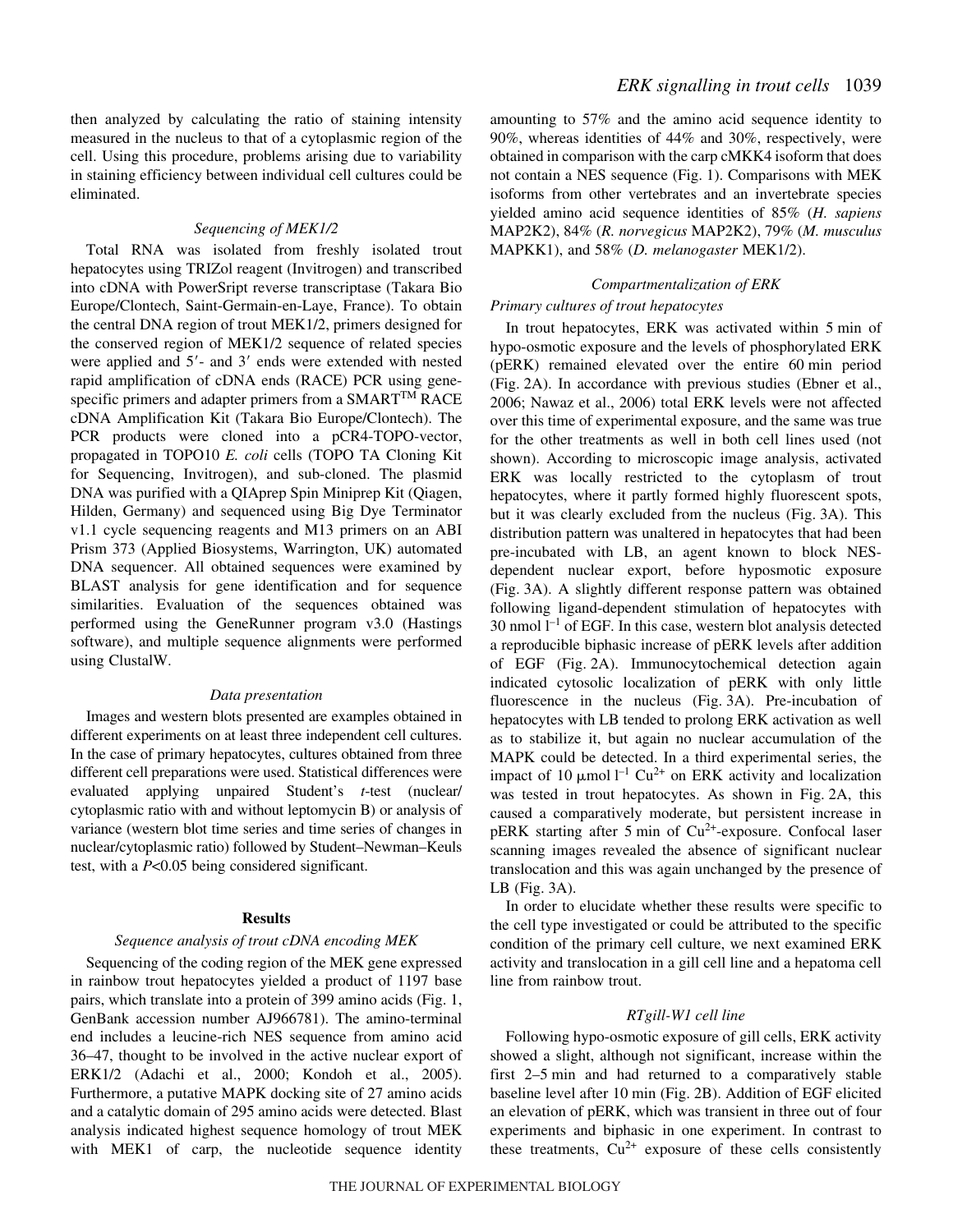then analyzed by calculating the ratio of staining intensity measured in the nucleus to that of a cytoplasmic region of the cell. Using this procedure, problems arising due to variability in staining efficiency between individual cell cultures could be eliminated.

### *Sequencing of MEK1/2*

Total RNA was isolated from freshly isolated trout hepatocytes using TRIZol reagent (Invitrogen) and transcribed into cDNA with PowerSript reverse transcriptase (Takara Bio Europe/Clontech, Saint-Germain-en-Laye, France). To obtain the central DNA region of trout MEK1/2, primers designed for the conserved region of MEK1/2 sequence of related species were applied and 5′- and 3′ ends were extended with nested rapid amplification of cDNA ends (RACE) PCR using gene-specific primers and adapter primers from a SMART$^{TM}$ RACE cDNA Amplification Kit (Takara Bio Europe/Clontech). The PCR products were cloned into a pCR4-TOPO-vector, propagated in TOPO10 *E. coli* cells (TOPO TA Cloning Kit for Sequencing, Invitrogen), and sub-cloned. The plasmid DNA was purified with a QIAprep Spin Miniprep Kit (Qiagen, Hilden, Germany) and sequenced using Big Dye Terminator v1.1 cycle sequencing reagents and M13 primers on an ABI Prism 373 (Applied Biosystems, Warrington, UK) automated DNA sequencer. All obtained sequences were examined by BLAST analysis for gene identification and for sequence similarities. Evaluation of the sequences obtained was performed using the GeneRunner program v3.0 (Hastings software), and multiple sequence alignments were performed using ClustalW.

### *Data presentation*

Images and western blots presented are examples obtained in different experiments on at least three independent cell cultures. In the case of primary hepatocytes, cultures obtained from three different cell preparations were used. Statistical differences were evaluated applying unpaired Student's *t*-test (nuclear/cytoplasmic ratio with and without leptomycin B) or analysis of variance (western blot time series and time series of changes in nuclear/cytoplasmic ratio) followed by Student–Newman–Keuls test, with a $P<0.05$ being considered significant.

## Results

### *Sequence analysis of trout cDNA encoding MEK*

Sequencing of the coding region of the MEK gene expressed in rainbow trout hepatocytes yielded a product of 1197 base pairs, which translate into a protein of 399 amino acids (Fig. 1, GenBank accession number AJ966781). The amino-terminal end includes a leucine-rich NES sequence from amino acid 36–47, thought to be involved in the active nuclear export of ERK1/2 (Adachi et al., 2000; Kondoh et al., 2005). Furthermore, a putative MAPK docking site of 27 amino acids and a catalytic domain of 295 amino acids were detected. Blast analysis indicated highest sequence homology of trout MEK with MEK1 of carp, the nucleotide sequence identity amounting to 57% and the amino acid sequence identity to 90%, whereas identities of 44% and 30%, respectively, were obtained in comparison with the carp cMKK4 isoform that does not contain a NES sequence (Fig. 1). Comparisons with MEK isoforms from other vertebrates and an invertebrate species yielded amino acid sequence identities of 85% (*H. sapiens* MAP2K2), 84% (*R. norvegicus* MAP2K2), 79% (*M. musculus* MAPKK1), and 58% (*D. melanogaster* MEK1/2).

### *Compartmentalization of ERK*

#### *Primary cultures of trout hepatocytes*

In trout hepatocytes, ERK was activated within 5 min of hypo-osmotic exposure and the levels of phosphorylated ERK (pERK) remained elevated over the entire 60 min period (Fig. 2A). In accordance with previous studies (Ebner et al., 2006; Nawaz et al., 2006) total ERK levels were not affected over this time of experimental exposure, and the same was true for the other treatments as well in both cell lines used (not shown). According to microscopic image analysis, activated ERK was locally restricted to the cytoplasm of trout hepatocytes, where it partly formed highly fluorescent spots, but it was clearly excluded from the nucleus (Fig. 3A). This distribution pattern was unaltered in hepatocytes that had been pre-incubated with LB, an agent known to block NES-dependent nuclear export, before hyposmotic exposure (Fig. 3A). A slightly different response pattern was obtained following ligand-dependent stimulation of hepatocytes with 30 nmol $l^{-1}$ of EGF. In this case, western blot analysis detected a reproducible biphasic increase of pERK levels after addition of EGF (Fig. 2A). Immunocytochemical detection again indicated cytosolic localization of pERK with only little fluorescence in the nucleus (Fig. 3A). Pre-incubation of hepatocytes with LB tended to prolong ERK activation as well as to stabilize it, but again no nuclear accumulation of the MAPK could be detected. In a third experimental series, the impact of 10 μmol $l^{-1}$ $Cu^{2+}$ on ERK activity and localization was tested in trout hepatocytes. As shown in Fig. 2A, this caused a comparatively moderate, but persistent increase in pERK starting after 5 min of $Cu^{2+}$-exposure. Confocal laser scanning images revealed the absence of significant nuclear translocation and this was again unchanged by the presence of LB (Fig. 3A).

In order to elucidate whether these results were specific to the cell type investigated or could be attributed to the specific condition of the primary cell culture, we next examined ERK activity and translocation in a gill cell line and a hepatoma cell line from rainbow trout.

#### *RTgill-W1 cell line*

Following hypo-osmotic exposure of gill cells, ERK activity showed a slight, although not significant, increase within the first 2–5 min and had returned to a comparatively stable baseline level after 10 min (Fig. 2B). Addition of EGF elicited an elevation of pERK, which was transient in three out of four experiments and biphasic in one experiment. In contrast to these treatments, $Cu^{2+}$ exposure of these cells consistently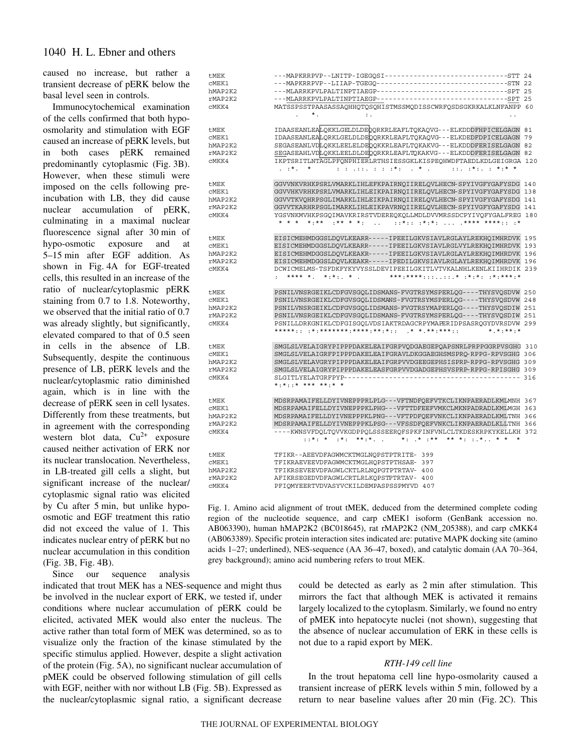caused no increase, but rather a transient decrease of pERK below the basal level seen in controls.

Immunocytochemical examination of the cells confirmed that both hypo-osmolarity and stimulation with EGF caused an increase of pERK levels, but in both cases pERK remained predominantly cytoplasmic (Fig. 3B). However, when these stimuli were imposed on the cells following pre-incubation with LB, they did cause nuclear accumulation of pERK, culminating in a maximal nuclear fluorescence signal after 30 min of hypo-osmotic exposure and at 5–15 min after EGF addition. As shown in Fig. 4A for EGF-treated cells, this resulted in an increase of the ratio of nuclear/cytoplasmic pERK staining from 0.7 to 1.8. Noteworthy, we observed that the initial ratio of 0.7 was already slightly, but significantly, elevated compared to that of 0.5 seen in cells in the absence of LB. Subsequently, despite the continuous presence of LB, pERK levels and the nuclear/cytoplasmic ratio diminished again, which is in line with the decrease of pERK seen in cell lysates. Differently from these treatments, but in agreement with the corresponding western blot data, $Cu^{2+}$ exposure caused neither activation of ERK nor its nuclear translocation. Nevertheless, in LB-treated gill cells a slight, but significant increase of the nuclear/cytoplasmic signal ratio was elicited by Cu after 5 min, but unlike hypo-osmotic and EGF treatment this ratio did not exceed the value of 1. This indicates nuclear entry of pERK but no nuclear accumulation in this condition (Fig. 3B, Fig. 4B).

Since our sequence analysis indicated that trout MEK has a NES-sequence and might thus be involved in the nuclear export of ERK, we tested if, under conditions where nuclear accumulation of pERK could be elicited, activated MEK would also enter the nucleus. The active rather than total form of MEK was determined, so as to visualize only the fraction of the kinase stimulated by the specific stimulus applied. However, despite a slight activation of the protein (Fig. 5A), no significant nuclear accumulation of pMEK could be observed following stimulation of gill cells with EGF, neither with nor without LB (Fig. 5B). Expressed as the nuclear/cytoplasmic signal ratio, a significant decrease could be detected as early as 2 min after stimulation. This mirrors the fact that although MEK is activated it remains largely localized to the cytoplasm. Similarly, we found no entry of pMEK into hepatocyte nuclei (not shown), suggesting that the absence of nuclear accumulation of ERK in these cells is not due to a rapid export by MEK.

```
tMEK     ---MAPKRRPVP--LNITP-IGEGQSI-----------------------------STT 24
cMEK1    ---MAPKRRPVP--LIIAP-TGEGQ-------------------------------STN 22
hMAP2K2  ---MLARRKPVLPALTINPTIAEGP-------------------------------SPT 25
rMAP2K2  ---MLARRKPVLPALTINPTIAEGP-------------------------------SPT 25
cMKK4    MATSSPSSTPAASASSAQHHQTQSQHISTMSSMQDISSCWRFQSDSGKRKALKLNFANPP 60
            .   *.              :.                                ..

tMEK     IDAASEANLEALQKKLGELDLDEQQRKRLEAFLTQKAQVG---ELKDDDFHPICELGAGN 81
cMEK1    IDAASEANLEALQKKLGELDLDEQQRKRLEAFLTQKAQVG---ELKDEDFDPICELGAGN 79
hMAP2K2  SEGASEANLVDLQKKLEELELDEQQKKRLEAFLTQKAKVG---ELKDDDFERISELGAGN 82
rMAP2K2  SEGASEAHLVDLQKKLEELDLDEQQKKRLEAFLTQKAKVG---ELKDDDFERISELGAGN 82
cMKK4    IKPTSRITLNTAGLPFQNPHIERLRTHSIESSGKLKISPEQHWDFTAEDLKDLGEIGRGA 120
          . :*.  *        : : .::. : : :*:  . * .      ::. :*:. : *:* *

tMEK     GGVVNKVRHKPSRLVMARKLIHLEFKPAIRNQIIRELQVLHECN-SPYIVGFYGAFYSDG 140
cMEK1    GGVVHKVRHKPSRLVMARKLIHLEIKPAIRNQIIRELQVLHECN-SPYIVGFYGAFYSDG 138
hMAP2K2  GGVVTKVQHRPSGLIMARKLIHLEIKPAIRNQIIRELQVLHECN-SPYIVGFYGAFYSDG 141
rMAP2K2  GGVVTKARHRPSGLIMARKLIHLEIKPAVRNQIIRELQVLHECN-SPYIVGFYGAFYSDG 141
cMKK4    YGSVNKMVHKPSGQIMAVKRIRSTVDEREQKQLLMDLDVVMRSSDCPYIVQFYGALFREG 180
          * * *  *:**  :** * *:  ..    ::*:: :*:*: ... .**** ****:: :*

tMEK     EISICMEHMDGGSLDQVLKEARR-----IPEEILGKVSIAVLRGLAYLREKHQIMHRDVK 195
cMEK1    EISICMEHMDGGSLDQVLKEARR-----IPEEILGKVSIAVLRGLVYLREKHQIMHRDVK 193
hMAP2K2  EISICMEHMDGGSLDQVLKEAKR-----IPEEILGKVSIAVLRGLAYLREKHQIMHRDVK 196
rMAP2K2  EISICMEHMDGGSLDQVLKEAKR-----IPEDILGKVSIAVLRGLAYLREKHQIMHRDVK 196
cMKK4    DCWICMELMS-TSFDKFYKYVYSSLDEVIPEEILGKITLVTVKALNHLKENLKIIHRDIK 239
         :  **** *.  *:*:. * .          ***:****:::..::.* :*:*: :*:***:*

tMEK     PSNILVNSRGEIKLCDFGVSGQLIDSMANS-FVGTRSYMSPERLQG----THYSVQSDVW 250
cMEK1    PSNILVNSRGEIKLCDFGVSGQLIDSMANS-FVGTRSYMSPERLQG----THYSVQSDVW 248
hMAP2K2  PSNILVNSRGEIKLCDFGVSGQLIDSMANS-FVGTRSYMAPERLQG----THYSVQSDIW 251
rMAP2K2  PSNILVNSRGEIKLCDFGVSGQLIDSMANS-FVGTRSYMSPERLQG----THYSVQSDIW 251
cMKK4    PSNILLDRKGNIKLCDFGISGQLVDSIAKTRDAGCRPYMAPERIDPSASRQGYDVRSDVW 299
         *****:: :*:*******:****:**:*::  .* *.**:***::        *.*:**:*

tMEK     SMGLSLVELAIGRYPIPPPDAKELEAIFGRPVQDGAEGEPQAPSNRLPRPPGGRPVSGHG 310
cMEK1    SMGLSLVELAIGRFPIPPPDAKELEAIFGRAVLDKGGAEGHSMSPRQ-RPPG-RPVSGHG 306
hMAP2K2  SMGLSLVELAVGRYPIPPPDAKELEAIFGRPVVDGEEGEPHSISPRP-RPPG-RPVSGHG 309
rMAP2K2  SMGLSLVELAIGRYPIPPPDAKELEASFGRPVVDGADGEPHSVSPRP-RPPG-RPISGHG 309
cMKK4    SLGITLYELATGRFPYP------------------------------------------- 316
         *:*::* *** **:* *

tMEK     MDSRPAMAIFELLDYIVNEPPPRLPLG---VFTNDFQEFVTKCLIKNPAERADLKMLMNH 367
cMEK1    MDSRPAMAIFELLDYIVNEPPPKLPHG---VFTTDFEEFVMKCLMKNPADRADLKMLMGH 363
hMAP2K2  MDSRPAMAIFELLDYIVNEPPPKLPNG---VFTPDFQEFVNKCLIKNPAERADLKMLTNH 366
rMAP2K2  MDSRPAMAIFELLDYIVNEPPPKLPSG---VFSSDFQEFVNKCLIKNPAERADLKLLTNH 366
cMKK4    ----KWNSVFDQLTQVVKGDPPQLSSSEERQFSPKFINFVNLCLTKDESKRPKYKELLKH 372
             ::*: *  :*:  **:*. .     *: .* :**  ** *: :.*.. * *  *

tMEK     TFIKR--AEEVDFAGWMCKTMGLNQPSTPTRITE- 399
cMEK1    TFIKRAEVEEVDFAGWMCKTMGLHQPSTPTHSAE- 397
hMAP2K2  TFIKRSEVEEVDFAGWLCKTLRLNQPGTPTRTAV- 400
rMAP2K2  AFIKRSEGEDVDFAGWLCRTLRLKQPSTPTRTAV- 400
cMKK4    PFIQMYEERTVDVASYVCKILDEMPASPSSPMYVD 407
```

Fig. 1. Amino acid alignment of trout tMEK, deduced from the determined complete coding region of the nucleotide sequence, and carp cMEK1 isoform (GenBank accession no. AB063390), human hMAP2K2 (BC018645), rat rMAP2K2 (NM_205388), and carp cMKK4 (AB063389). Specific protein interaction sites indicated are: putative MAPK docking site (amino acids 1–27; underlined), NES-sequence (AA 36–47, boxed), and catalytic domain (AA 70–364, grey background); amino acid numbering refers to trout MEK.

### *RTH-149 cell line*

In the trout hepatoma cell line hypo-osmolarity caused a transient increase of pERK levels within 5 min, followed by a return to near baseline values after 20 min (Fig. 2C). This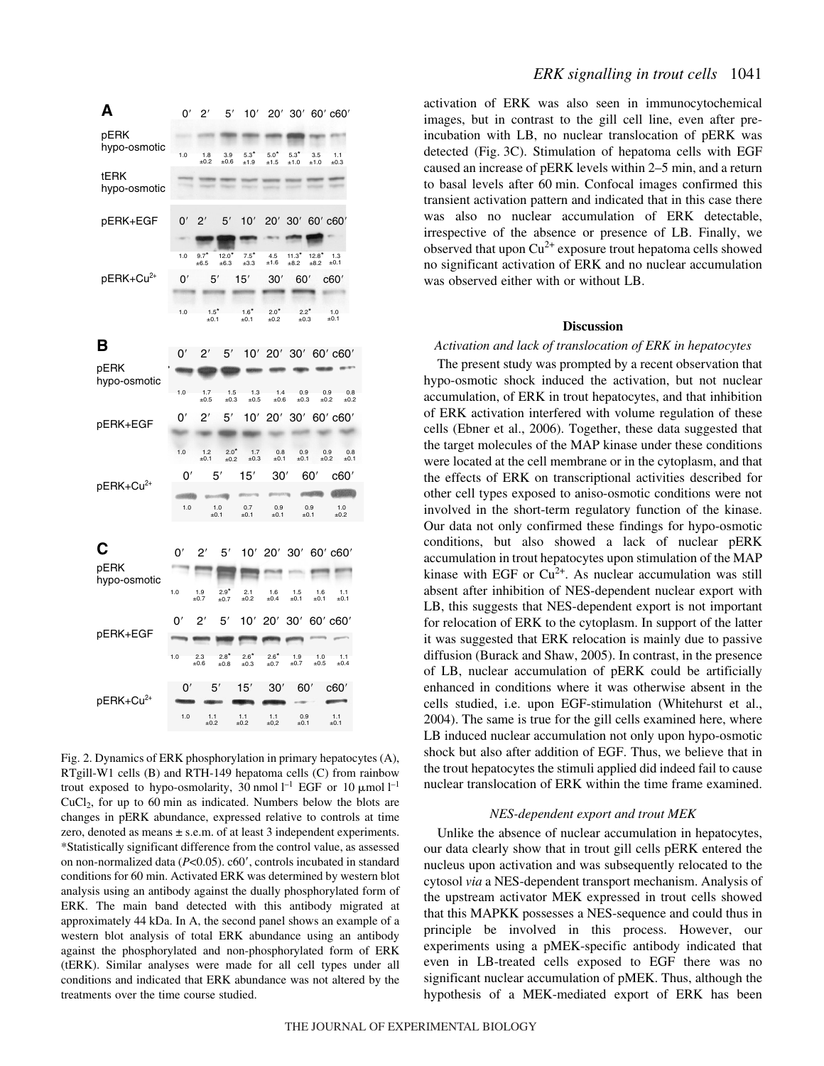Fig. 2. Dynamics of ERK phosphorylation in primary hepatocytes (A), RTgill-W1 cells (B) and RTH-149 hepatoma cells (C) from rainbow trout exposed to hypo-osmolarity, 30 nmol $l^{-1}$ EGF or 10 μmol $l^{-1}$ $CuCl_2$, for up to 60 min as indicated. Numbers below the blots are changes in pERK abundance, expressed relative to controls at time zero, denoted as means ± s.e.m. of at least 3 independent experiments. *Statistically significant difference from the control value, as assessed on non-normalized data ($P$<0.05). c60′, controls incubated in standard conditions for 60 min. Activated ERK was determined by western blot analysis using an antibody against the dually phosphorylated form of ERK. The main band detected with this antibody migrated at approximately 44 kDa. In A, the second panel shows an example of a western blot analysis of total ERK abundance using an antibody against the phosphorylated and non-phosphorylated form of ERK (tERK). Similar analyses were made for all cell types under all conditions and indicated that ERK abundance was not altered by the treatments over the time course studied.

activation of ERK was also seen in immunocytochemical images, but in contrast to the gill cell line, even after pre-incubation with LB, no nuclear translocation of pERK was detected (Fig. 3C). Stimulation of hepatoma cells with EGF caused an increase of pERK levels within 2–5 min, and a return to basal levels after 60 min. Confocal images confirmed this transient activation pattern and indicated that in this case there was also no nuclear accumulation of ERK detectable, irrespective of the absence or presence of LB. Finally, we observed that upon $Cu^{2+}$ exposure trout hepatoma cells showed no significant activation of ERK and no nuclear accumulation was observed either with or without LB.

## Discussion

### *Activation and lack of translocation of ERK in hepatocytes*

The present study was prompted by a recent observation that hypo-osmotic shock induced the activation, but not nuclear accumulation, of ERK in trout hepatocytes, and that inhibition of ERK activation interfered with volume regulation of these cells (Ebner et al., 2006). Together, these data suggested that the target molecules of the MAP kinase under these conditions were located at the cell membrane or in the cytoplasm, and that the effects of ERK on transcriptional activities described for other cell types exposed to aniso-osmotic conditions were not involved in the short-term regulatory function of the kinase. Our data not only confirmed these findings for hypo-osmotic conditions, but also showed a lack of nuclear pERK accumulation in trout hepatocytes upon stimulation of the MAP kinase with EGF or $Cu^{2+}$. As nuclear accumulation was still absent after inhibition of NES-dependent nuclear export with LB, this suggests that NES-dependent export is not important for relocation of ERK to the cytoplasm. In support of the latter it was suggested that ERK relocation is mainly due to passive diffusion (Burack and Shaw, 2005). In contrast, in the presence of LB, nuclear accumulation of pERK could be artificially enhanced in conditions where it was otherwise absent in the cells studied, i.e. upon EGF-stimulation (Whitehurst et al., 2004). The same is true for the gill cells examined here, where LB induced nuclear accumulation not only upon hypo-osmotic shock but also after addition of EGF. Thus, we believe that in the trout hepatocytes the stimuli applied did indeed fail to cause nuclear translocation of ERK within the time frame examined.

### *NES-dependent export and trout MEK*

Unlike the absence of nuclear accumulation in hepatocytes, our data clearly show that in trout gill cells pERK entered the nucleus upon activation and was subsequently relocated to the cytosol *via* a NES-dependent transport mechanism. Analysis of the upstream activator MEK expressed in trout cells showed that this MAPKK possesses a NES-sequence and could thus in principle be involved in this process. However, our experiments using a pMEK-specific antibody indicated that even in LB-treated cells exposed to EGF there was no significant nuclear accumulation of pMEK. Thus, although the hypothesis of a MEK-mediated export of ERK has been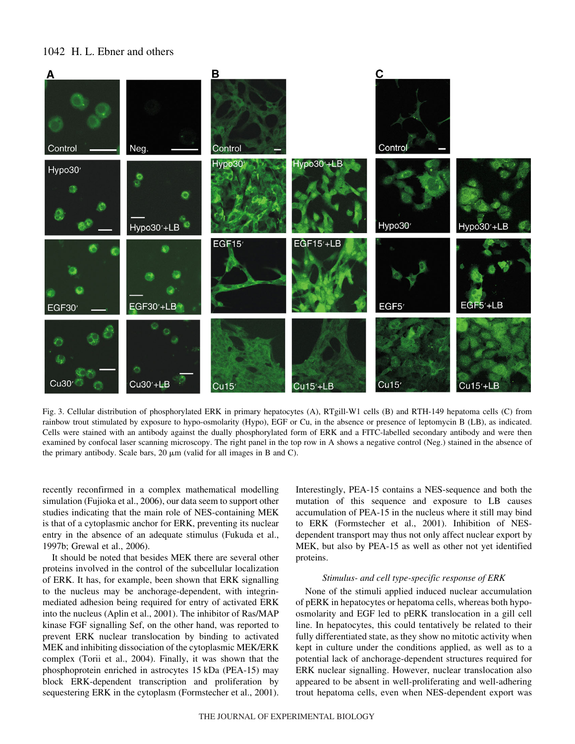Fig. 3. Cellular distribution of phosphorylated ERK in primary hepatocytes (A), RTgill-W1 cells (B) and RTH-149 hepatoma cells (C) from rainbow trout stimulated by exposure to hypo-osmolarity (Hypo), EGF or Cu, in the absence or presence of leptomycin B (LB), as indicated. Cells were stained with an antibody against the dually phosphorylated form of ERK and a FITC-labelled secondary antibody and were then examined by confocal laser scanning microscopy. The right panel in the top row in A shows a negative control (Neg.) stained in the absence of the primary antibody. Scale bars, 20 µm (valid for all images in B and C).

recently reconfirmed in a complex mathematical modelling simulation (Fujioka et al., 2006), our data seem to support other studies indicating that the main role of NES-containing MEK is that of a cytoplasmic anchor for ERK, preventing its nuclear entry in the absence of an adequate stimulus (Fukuda et al., 1997b; Grewal et al., 2006).

It should be noted that besides MEK there are several other proteins involved in the control of the subcellular localization of ERK. It has, for example, been shown that ERK signalling to the nucleus may be anchorage-dependent, with integrin-mediated adhesion being required for entry of activated ERK into the nucleus (Aplin et al., 2001). The inhibitor of Ras/MAP kinase FGF signalling Sef, on the other hand, was reported to prevent ERK nuclear translocation by binding to activated MEK and inhibiting dissociation of the cytoplasmic MEK/ERK complex (Torii et al., 2004). Finally, it was shown that the phosphoprotein enriched in astrocytes 15 kDa (PEA-15) may block ERK-dependent transcription and proliferation by sequestering ERK in the cytoplasm (Formstecher et al., 2001). Interestingly, PEA-15 contains a NES-sequence and both the mutation of this sequence and exposure to LB causes accumulation of PEA-15 in the nucleus where it still may bind to ERK (Formstecher et al., 2001). Inhibition of NES-dependent transport may thus not only affect nuclear export by MEK, but also by PEA-15 as well as other not yet identified proteins.

### *Stimulus- and cell type-specific response of ERK*

None of the stimuli applied induced nuclear accumulation of pERK in hepatocytes or hepatoma cells, whereas both hypo-osmolarity and EGF led to pERK translocation in a gill cell line. In hepatocytes, this could tentatively be related to their fully differentiated state, as they show no mitotic activity when kept in culture under the conditions applied, as well as to a potential lack of anchorage-dependent structures required for ERK nuclear signalling. However, nuclear translocation also appeared to be absent in well-proliferating and well-adhering trout hepatoma cells, even when NES-dependent export was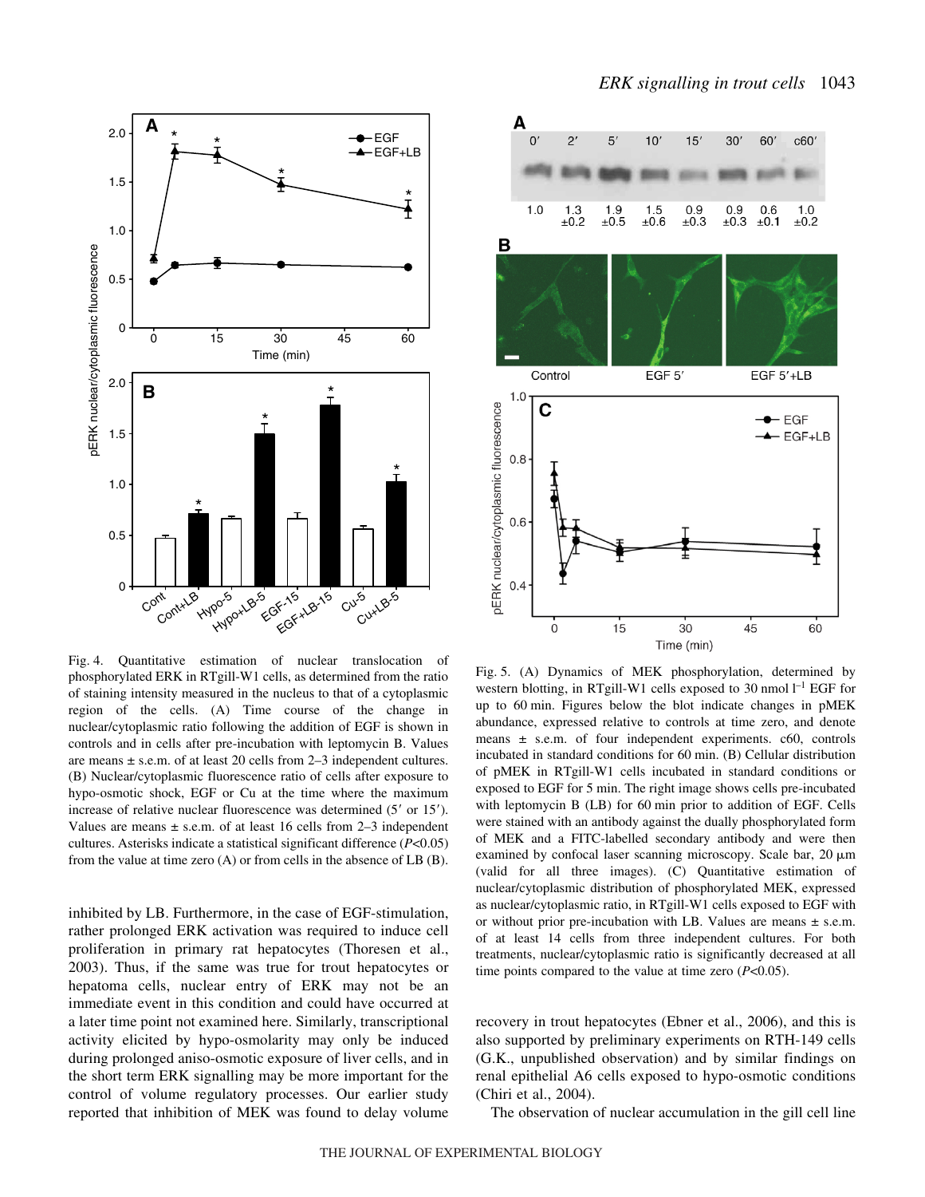Fig. 4. Quantitative estimation of nuclear translocation of phosphorylated ERK in RTgill-W1 cells, as determined from the ratio of staining intensity measured in the nucleus to that of a cytoplasmic region of the cells. (A) Time course of the change in nuclear/cytoplasmic ratio following the addition of EGF is shown in controls and in cells after pre-incubation with leptomycin B. Values are means ± s.e.m. of at least 20 cells from 2–3 independent cultures. (B) Nuclear/cytoplasmic fluorescence ratio of cells after exposure to hypo-osmotic shock, EGF or Cu at the time where the maximum increase of relative nuclear fluorescence was determined (5′ or 15′). Values are means ± s.e.m. of at least 16 cells from 2–3 independent cultures. Asterisks indicate a statistical significant difference ($P$<0.05) from the value at time zero (A) or from cells in the absence of LB (B).

Fig. 5. (A) Dynamics of MEK phosphorylation, determined by western blotting, in RTgill-W1 cells exposed to 30 nmol $l^{-1}$ EGF for up to 60 min. Figures below the blot indicate changes in pMEK abundance, expressed relative to controls at time zero, and denote means ± s.e.m. of four independent experiments. c60, controls incubated in standard conditions for 60 min. (B) Cellular distribution of pMEK in RTgill-W1 cells incubated in standard conditions or exposed to EGF for 5 min. The right image shows cells pre-incubated with leptomycin B (LB) for 60 min prior to addition of EGF. Cells were stained with an antibody against the dually phosphorylated form of MEK and a FITC-labelled secondary antibody and were then examined by confocal laser scanning microscopy. Scale bar, 20 μm (valid for all three images). (C) Quantitative estimation of nuclear/cytoplasmic distribution of phosphorylated MEK, expressed as nuclear/cytoplasmic ratio, in RTgill-W1 cells exposed to EGF with or without prior pre-incubation with LB. Values are means ± s.e.m. of at least 14 cells from three independent cultures. For both treatments, nuclear/cytoplasmic ratio is significantly decreased at all time points compared to the value at time zero ($P$<0.05).

inhibited by LB. Furthermore, in the case of EGF-stimulation, rather prolonged ERK activation was required to induce cell proliferation in primary rat hepatocytes (Thoresen et al., 2003). Thus, if the same was true for trout hepatocytes or hepatoma cells, nuclear entry of ERK may not be an immediate event in this condition and could have occurred at a later time point not examined here. Similarly, transcriptional activity elicited by hypo-osmolarity may only be induced during prolonged aniso-osmotic exposure of liver cells, and in the short term ERK signalling may be more important for the control of volume regulatory processes. Our earlier study reported that inhibition of MEK was found to delay volume recovery in trout hepatocytes (Ebner et al., 2006), and this is also supported by preliminary experiments on RTH-149 cells (G.K., unpublished observation) and by similar findings on renal epithelial A6 cells exposed to hypo-osmotic conditions (Chiri et al., 2004).

The observation of nuclear accumulation in the gill cell line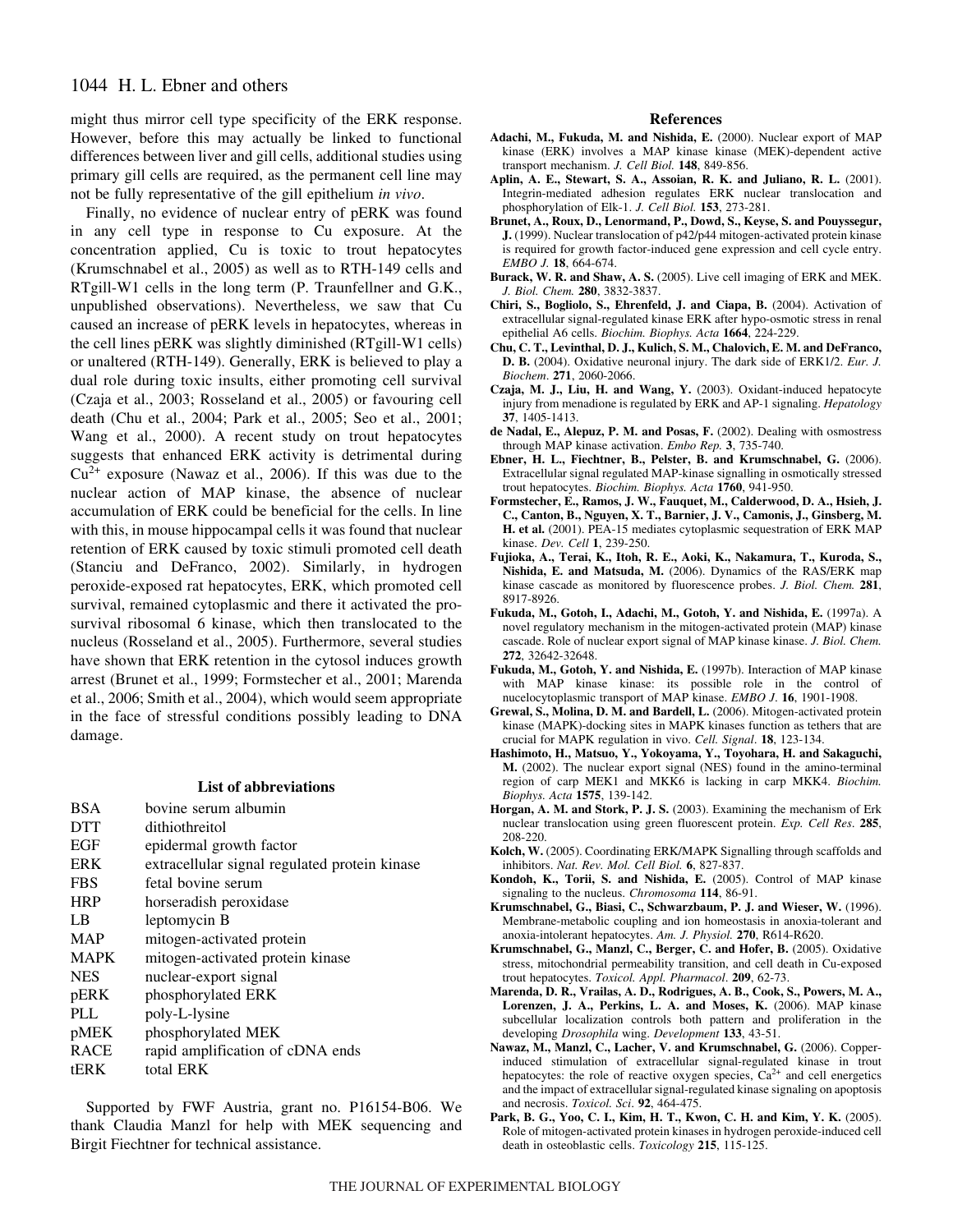might thus mirror cell type specificity of the ERK response. However, before this may actually be linked to functional differences between liver and gill cells, additional studies using primary gill cells are required, as the permanent cell line may not be fully representative of the gill epithelium *in vivo*.

Finally, no evidence of nuclear entry of pERK was found in any cell type in response to Cu exposure. At the concentration applied, Cu is toxic to trout hepatocytes (Krumschnabel et al., 2005) as well as to RTH-149 cells and RTgill-W1 cells in the long term (P. Traunfellner and G.K., unpublished observations). Nevertheless, we saw that Cu caused an increase of pERK levels in hepatocytes, whereas in the cell lines pERK was slightly diminished (RTgill-W1 cells) or unaltered (RTH-149). Generally, ERK is believed to play a dual role during toxic insults, either promoting cell survival (Czaja et al., 2003; Rosseland et al., 2005) or favouring cell death (Chu et al., 2004; Park et al., 2005; Seo et al., 2001; Wang et al., 2000). A recent study on trout hepatocytes suggests that enhanced ERK activity is detrimental during $Cu^{2+}$ exposure (Nawaz et al., 2006). If this was due to the nuclear action of MAP kinase, the absence of nuclear accumulation of ERK could be beneficial for the cells. In line with this, in mouse hippocampal cells it was found that nuclear retention of ERK caused by toxic stimuli promoted cell death (Stanciu and DeFranco, 2002). Similarly, in hydrogen peroxide-exposed rat hepatocytes, ERK, which promoted cell survival, remained cytoplasmic and there it activated the pro-survival ribosomal 6 kinase, which then translocated to the nucleus (Rosseland et al., 2005). Furthermore, several studies have shown that ERK retention in the cytosol induces growth arrest (Brunet et al., 1999; Formstecher et al., 2001; Marenda et al., 2006; Smith et al., 2004), which would seem appropriate in the face of stressful conditions possibly leading to DNA damage.

## List of abbreviations

| | |
|---|---|
| BSA | bovine serum albumin |
| DTT | dithiothreitol |
| EGF | epidermal growth factor |
| ERK | extracellular signal regulated protein kinase |
| FBS | fetal bovine serum |
| HRP | horseradish peroxidase |
| LB | leptomycin B |
| MAP | mitogen-activated protein |
| MAPK | mitogen-activated protein kinase |
| NES | nuclear-export signal |
| pERK | phosphorylated ERK |
| PLL | poly-L-lysine |
| pMEK | phosphorylated MEK |
| RACE | rapid amplification of cDNA ends |
| tERK | total ERK |

Supported by FWF Austria, grant no. P16154-B06. We thank Claudia Manzl for help with MEK sequencing and Birgit Fiechtner for technical assistance.

## References

**Adachi, M., Fukuda, M. and Nishida, E.** (2000). Nuclear export of MAP kinase (ERK) involves a MAP kinase kinase (MEK)-dependent active transport mechanism. *J. Cell Biol.* **148**, 849-856.

**Aplin, A. E., Stewart, S. A., Assoian, R. K. and Juliano, R. L.** (2001). Integrin-mediated adhesion regulates ERK nuclear translocation and phosphorylation of Elk-1. *J. Cell Biol.* **153**, 273-281.

**Brunet, A., Roux, D., Lenormand, P., Dowd, S., Keyse, S. and Pouyssegur, J.** (1999). Nuclear translocation of p42/p44 mitogen-activated protein kinase is required for growth factor-induced gene expression and cell cycle entry. *EMBO J.* **18**, 664-674.

**Burack, W. R. and Shaw, A. S.** (2005). Live cell imaging of ERK and MEK. *J. Biol. Chem.* **280**, 3832-3837.

**Chiri, S., Bogliolo, S., Ehrenfeld, J. and Ciapa, B.** (2004). Activation of extracellular signal-regulated kinase ERK after hypo-osmotic stress in renal epithelial A6 cells. *Biochim. Biophys. Acta* **1664**, 224-229.

**Chu, C. T., Levinthal, D. J., Kulich, S. M., Chalovich, E. M. and DeFranco, D. B.** (2004). Oxidative neuronal injury. The dark side of ERK1/2. *Eur. J. Biochem*. **271**, 2060-2066.

**Czaja, M. J., Liu, H. and Wang, Y.** (2003). Oxidant-induced hepatocyte injury from menadione is regulated by ERK and AP-1 signaling. *Hepatology* **37**, 1405-1413.

**de Nadal, E., Alepuz, P. M. and Posas, F.** (2002). Dealing with osmostress through MAP kinase activation. *Embo Rep.* **3**, 735-740.

**Ebner, H. L., Fiechtner, B., Pelster, B. and Krumschnabel, G.** (2006). Extracellular signal regulated MAP-kinase signalling in osmotically stressed trout hepatocytes. *Biochim. Biophys. Acta* **1760**, 941-950.

**Formstecher, E., Ramos, J. W., Fauquet, M., Calderwood, D. A., Hsieh, J. C., Canton, B., Nguyen, X. T., Barnier, J. V., Camonis, J., Ginsberg, M. H. et al.** (2001). PEA-15 mediates cytoplasmic sequestration of ERK MAP kinase. *Dev. Cell* **1**, 239-250.

**Fujioka, A., Terai, K., Itoh, R. E., Aoki, K., Nakamura, T., Kuroda, S., Nishida, E. and Matsuda, M.** (2006). Dynamics of the RAS/ERK map kinase cascade as monitored by fluorescence probes. *J. Biol. Chem.* **281**, 8917-8926.

**Fukuda, M., Gotoh, I., Adachi, M., Gotoh, Y. and Nishida, E.** (1997a). A novel regulatory mechanism in the mitogen-activated protein (MAP) kinase cascade. Role of nuclear export signal of MAP kinase kinase. *J. Biol. Chem.* **272**, 32642-32648.

**Fukuda, M., Gotoh, Y. and Nishida, E.** (1997b). Interaction of MAP kinase with MAP kinase kinase: its possible role in the control of nucelocytoplasmic transport of MAP kinase. *EMBO J*. **16**, 1901-1908.

**Grewal, S., Molina, D. M. and Bardell, L.** (2006). Mitogen-activated protein kinase (MAPK)-docking sites in MAPK kinases function as tethers that are crucial for MAPK regulation in vivo. *Cell. Signal*. **18**, 123-134.

**Hashimoto, H., Matsuo, Y., Yokoyama, Y., Toyohara, H. and Sakaguchi, M.** (2002). The nuclear export signal (NES) found in the amino-terminal region of carp MEK1 and MKK6 is lacking in carp MKK4. *Biochim. Biophys. Acta* **1575**, 139-142.

**Horgan, A. M. and Stork, P. J. S.** (2003). Examining the mechanism of Erk nuclear translocation using green fluorescent protein. *Exp. Cell Res*. **285**, 208-220.

**Kolch, W.** (2005). Coordinating ERK/MAPK Signalling through scaffolds and inhibitors. *Nat. Rev. Mol. Cell Biol.* **6**, 827-837.

**Kondoh, K., Torii, S. and Nishida, E.** (2005). Control of MAP kinase signaling to the nucleus. *Chromosoma* **114**, 86-91.

**Krumschnabel, G., Biasi, C., Schwarzbaum, P. J. and Wieser, W.** (1996). Membrane-metabolic coupling and ion homeostasis in anoxia-tolerant and anoxia-intolerant hepatocytes. *Am. J. Physiol.* **270**, R614-R620.

**Krumschnabel, G., Manzl, C., Berger, C. and Hofer, B.** (2005). Oxidative stress, mitochondrial permeability transition, and cell death in Cu-exposed trout hepatocytes. *Toxicol. Appl. Pharmacol*. **209**, 62-73.

**Marenda, D. R., Vrailas, A. D., Rodrigues, A. B., Cook, S., Powers, M. A., Lorenzen, J. A., Perkins, L. A. and Moses, K.** (2006). MAP kinase subcellular localization controls both pattern and proliferation in the developing *Drosophila* wing. *Development* **133**, 43-51.

**Nawaz, M., Manzl, C., Lacher, V. and Krumschnabel, G.** (2006). Copper-induced stimulation of extracellular signal-regulated kinase in trout hepatocytes: the role of reactive oxygen species, $Ca^{2+}$ and cell energetics and the impact of extracellular signal-regulated kinase signaling on apoptosis and necrosis. *Toxicol. Sci*. **92**, 464-475.

**Park, B. G., Yoo, C. I., Kim, H. T., Kwon, C. H. and Kim, Y. K.** (2005). Role of mitogen-activated protein kinases in hydrogen peroxide-induced cell death in osteoblastic cells. *Toxicology* **215**, 115-125.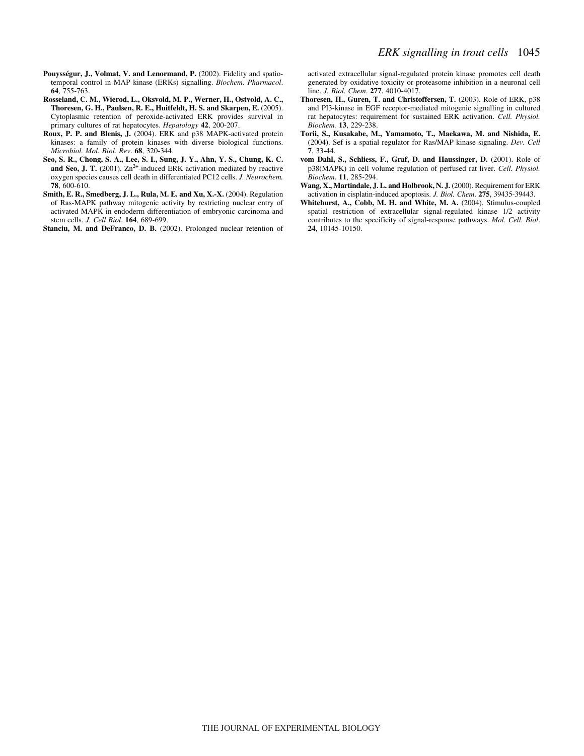**Pouysségur, J., Volmat, V. and Lenormand, P.** (2002). Fidelity and spatio-temporal control in MAP kinase (ERKs) signalling. *Biochem. Pharmacol*. **64**, 755-763.

**Rosseland, C. M., Wierod, L., Oksvold, M. P., Werner, H., Ostvold, A. C., Thoresen, G. H., Paulsen, R. E., Huitfeldt, H. S. and Skarpen, E.** (2005). Cytoplasmic retention of peroxide-activated ERK provides survival in primary cultures of rat hepatocytes. *Hepatology* **42**, 200-207.

**Roux, P. P. and Blenis, J.** (2004). ERK and p38 MAPK-activated protein kinases: a family of protein kinases with diverse biological functions. *Microbiol. Mol. Biol. Rev*. **68**, 320-344.

**Seo, S. R., Chong, S. A., Lee, S. I., Sung, J. Y., Ahn, Y. S., Chung, K. C. and Seo, J. T.** (2001). $Zn^{2+}$-induced ERK activation mediated by reactive oxygen species causes cell death in differentiated PC12 cells. *J. Neurochem.* **78**, 600-610.

**Smith, E. R., Smedberg, J. L., Rula, M. E. and Xu, X.-X.** (2004). Regulation of Ras-MAPK pathway mitogenic activity by restricting nuclear entry of activated MAPK in endoderm differentiation of embryonic carcinoma and stem cells. *J. Cell Biol*. **164**, 689-699.

**Stanciu, M. and DeFranco, D. B.** (2002). Prolonged nuclear retention of activated extracellular signal-regulated protein kinase promotes cell death generated by oxidative toxicity or proteasome inhibition in a neuronal cell line. *J. Biol. Chem*. **277**, 4010-4017.

**Thoresen, H., Guren, T. and Christoffersen, T.** (2003). Role of ERK, p38 and PI3-kinase in EGF receptor-mediated mitogenic signalling in cultured rat hepatocytes: requirement for sustained ERK activation. *Cell. Physiol. Biochem.* **13**, 229-238.

**Torii, S., Kusakabe, M., Yamamoto, T., Maekawa, M. and Nishida, E.** (2004). Sef is a spatial regulator for Ras/MAP kinase signaling. *Dev. Cell* **7**, 33-44.

**vom Dahl, S., Schliess, F., Graf, D. and Haussinger, D.** (2001). Role of p38(MAPK) in cell volume regulation of perfused rat liver. *Cell. Physiol. Biochem*. **11**, 285-294.

**Wang, X., Martindale, J. L. and Holbrook, N. J.** (2000). Requirement for ERK activation in cisplatin-induced apoptosis. *J. Biol. Chem*. **275**, 39435-39443.

**Whitehurst, A., Cobb, M. H. and White, M. A.** (2004). Stimulus-coupled spatial restriction of extracellular signal-regulated kinase 1/2 activity contributes to the specificity of signal-response pathways. *Mol. Cell. Biol*. **24**, 10145-10150.